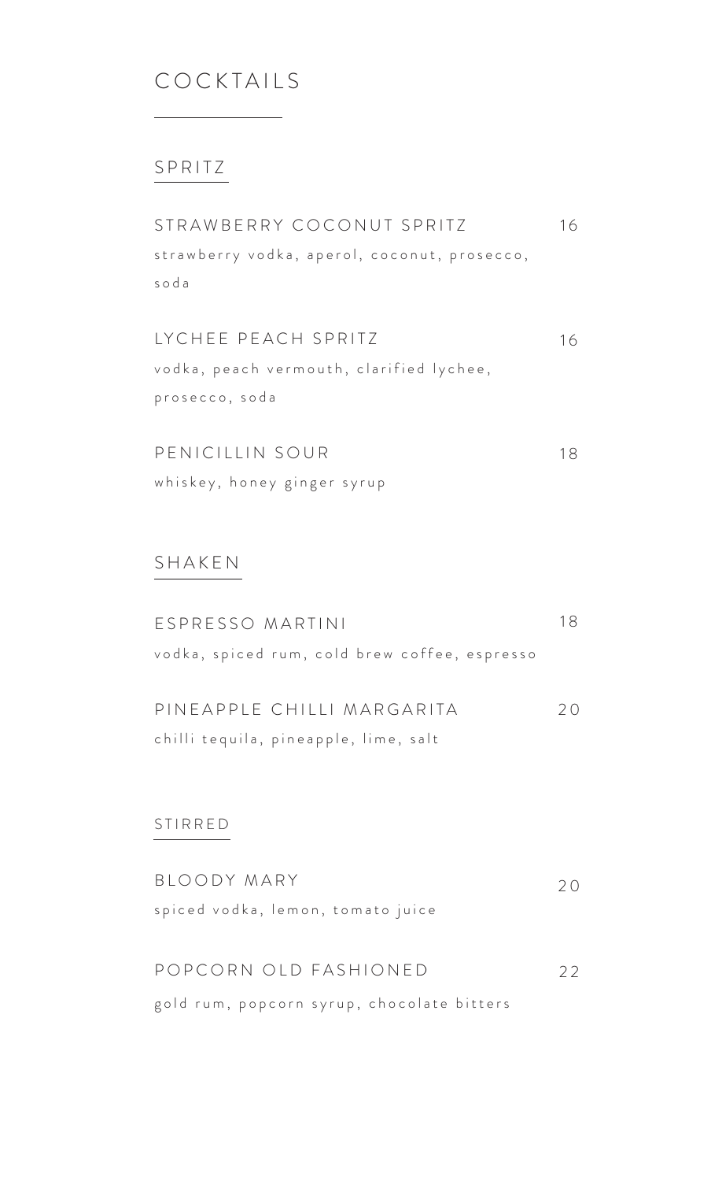# COCKTAILS

## SPRITZ

**STRAWBERRY COCONUT SPRITZ** 16
strawberry vodka, aperol, coconut, prosecco, soda

**LYCHEE PEACH SPRITZ** 16
vodka, peach vermouth, clarified lychee, prosecco, soda

**PENICILLIN SOUR** 18
whiskey, honey ginger syrup

## SHAKEN

**ESPRESSO MARTINI** 18
vodka, spiced rum, cold brew coffee, espresso

**PINEAPPLE CHILLI MARGARITA** 20
chilli tequila, pineapple, lime, salt

## STIRRED

**BLOODY MARY** 20
spiced vodka, lemon, tomato juice

**POPCORN OLD FASHIONED** 22
gold rum, popcorn syrup, chocolate bitters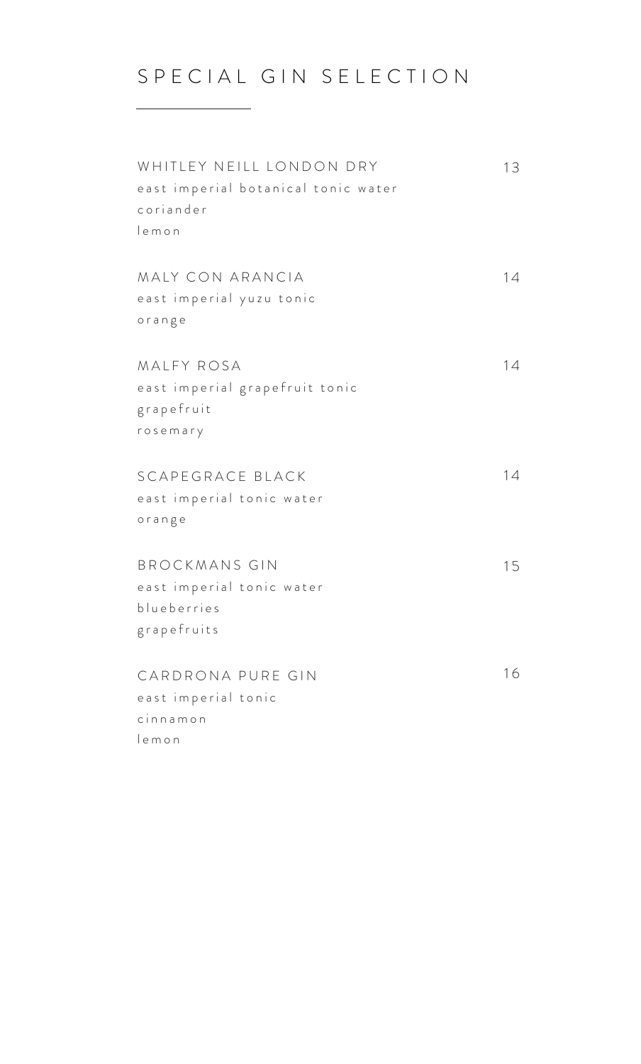# SPECIAL GIN SELECTION

**WHITLEY NEILL LONDON DRY** — 13
east imperial botanical tonic water
coriander
lemon

**MALY CON ARANCIA** — 14
east imperial yuzu tonic
orange

**MALFY ROSA** — 14
east imperial grapefruit tonic
grapefruit
rosemary

**SCAPEGRACE BLACK** — 14
east imperial tonic water
orange

**BROCKMANS GIN** — 15
east imperial tonic water
blueberries
grapefruits

**CARDRONA PURE GIN** — 16
east imperial tonic
cinnamon
lemon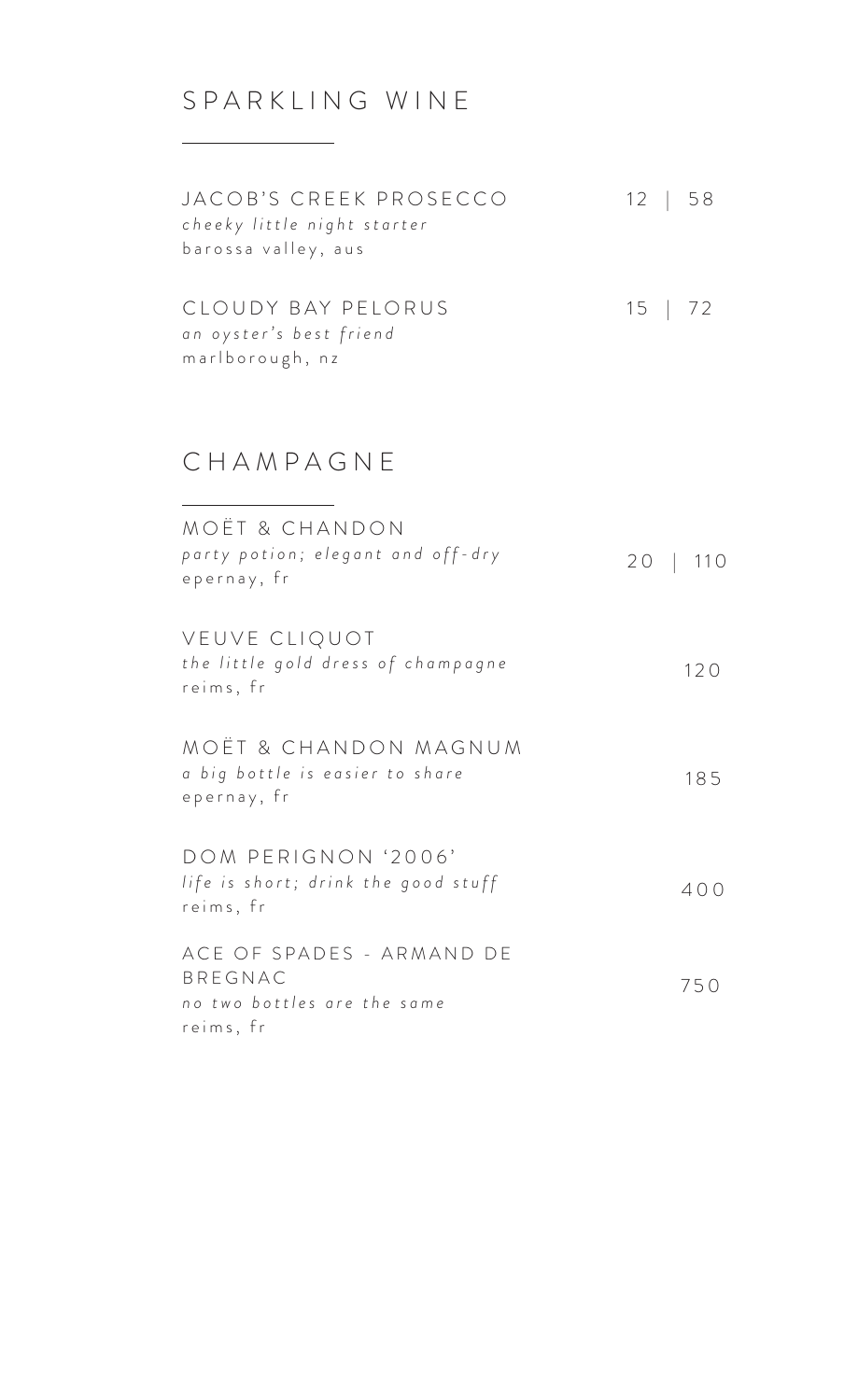# SPARKLING WINE

JACOB'S CREEK PROSECCO — 12 | 58
*cheeky little night starter*
barossa valley, aus

CLOUDY BAY PELORUS — 15 | 72
*an oyster's best friend*
marlborough, nz

# CHAMPAGNE

MOËT & CHANDON — 20 | 110
*party potion; elegant and off-dry*
epernay, fr

VEUVE CLIQUOT — 120
*the little gold dress of champagne*
reims, fr

MOËT & CHANDON MAGNUM — 185
*a big bottle is easier to share*
epernay, fr

DOM PERIGNON '2006' — 400
*life is short; drink the good stuff*
reims, fr

ACE OF SPADES - ARMAND DE BREGNAC — 750
*no two bottles are the same*
reims, fr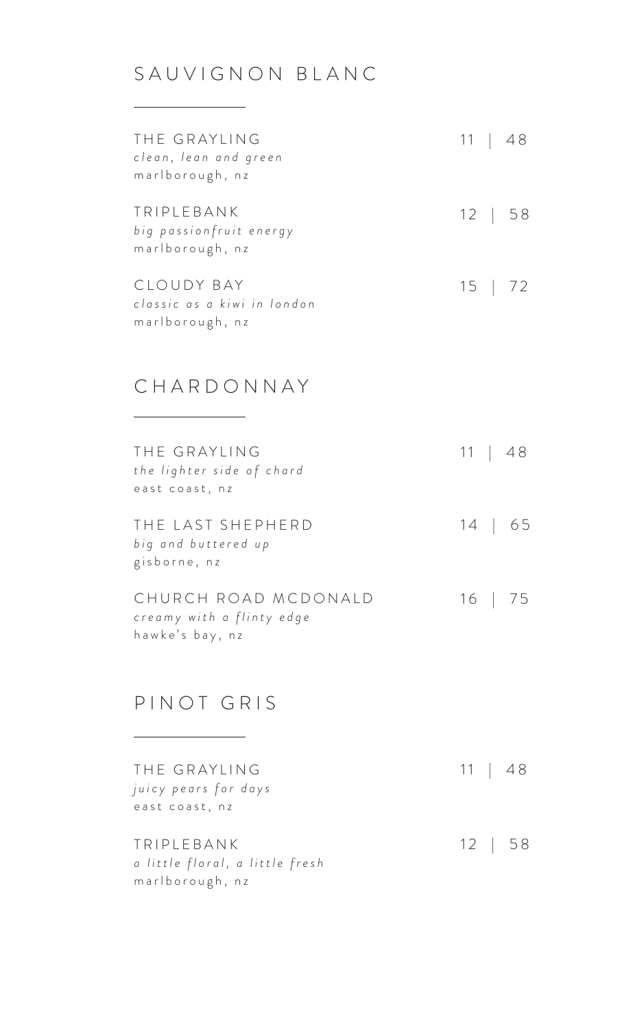## SAUVIGNON BLANC

THE GRAYLING — 11 | 48
*clean, lean and green*
marlborough, nz

TRIPLEBANK — 12 | 58
*big passionfruit energy*
marlborough, nz

CLOUDY BAY — 15 | 72
*classic as a kiwi in london*
marlborough, nz

## CHARDONNAY

THE GRAYLING — 11 | 48
*the lighter side of chard*
east coast, nz

THE LAST SHEPHERD — 14 | 65
*big and buttered up*
gisborne, nz

CHURCH ROAD MCDONALD — 16 | 75
*creamy with a flinty edge*
hawke's bay, nz

## PINOT GRIS

THE GRAYLING — 11 | 48
*juicy pears for days*
east coast, nz

TRIPLEBANK — 12 | 58
*a little floral, a little fresh*
marlborough, nz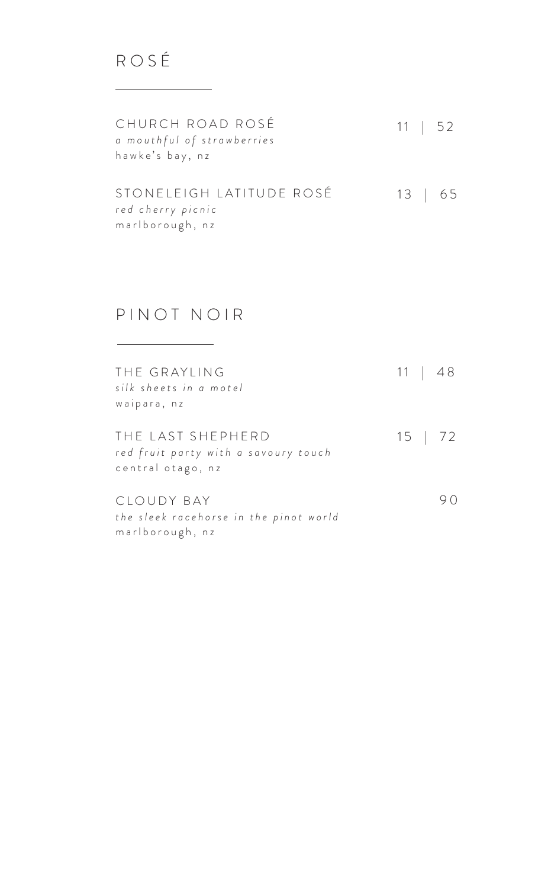# ROSÉ

CHURCH ROAD ROSÉ — 11 | 52
*a mouthful of strawberries*
hawke's bay, nz

STONELEIGH LATITUDE ROSÉ — 13 | 65
*red cherry picnic*
marlborough, nz

# PINOT NOIR

THE GRAYLING — 11 | 48
*silk sheets in a motel*
waipara, nz

THE LAST SHEPHERD — 15 | 72
*red fruit party with a savoury touch*
central otago, nz

CLOUDY BAY — 90
*the sleek racehorse in the pinot world*
marlborough, nz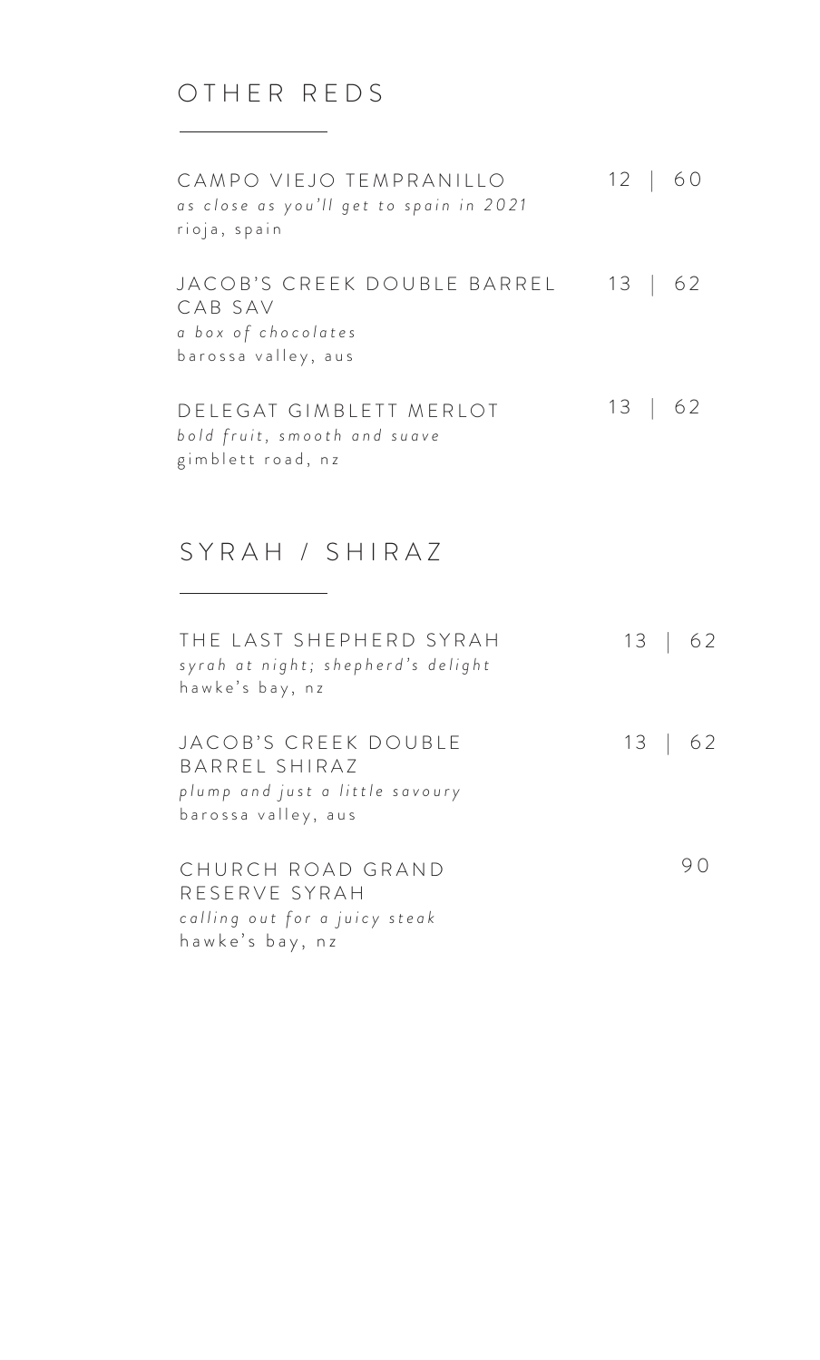## OTHER REDS

**CAMPO VIEJO TEMPRANILLO** — 12 | 60
*as close as you'll get to spain in 2021*
rioja, spain

**JACOB'S CREEK DOUBLE BARREL CAB SAV** — 13 | 62
*a box of chocolates*
barossa valley, aus

**DELEGAT GIMBLETT MERLOT** — 13 | 62
*bold fruit, smooth and suave*
gimblett road, nz

## SYRAH / SHIRAZ

**THE LAST SHEPHERD SYRAH** — 13 | 62
*syrah at night; shepherd's delight*
hawke's bay, nz

**JACOB'S CREEK DOUBLE BARREL SHIRAZ** — 13 | 62
*plump and just a little savoury*
barossa valley, aus

**CHURCH ROAD GRAND RESERVE SYRAH** — 90
*calling out for a juicy steak*
hawke's bay, nz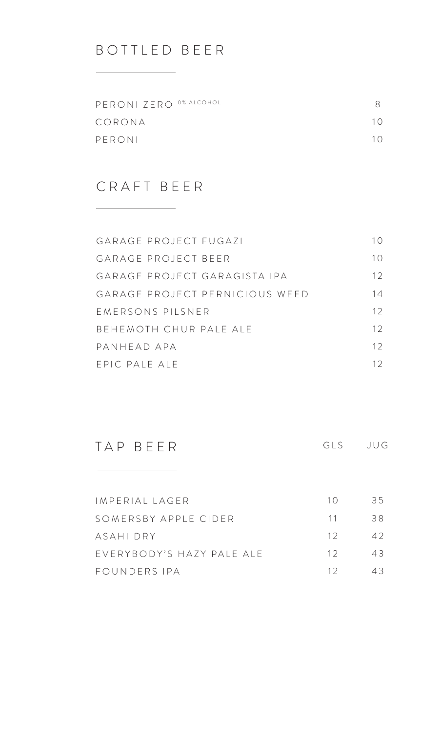## BOTTLED BEER

| | |
|---|---|
| PERONI ZERO 0% ALCOHOL | 8 |
| CORONA | 10 |
| PERONI | 10 |

## CRAFT BEER

| | |
|---|---|
| GARAGE PROJECT FUGAZI | 10 |
| GARAGE PROJECT BEER | 10 |
| GARAGE PROJECT GARAGISTA IPA | 12 |
| GARAGE PROJECT PERNICIOUS WEED | 14 |
| EMERSONS PILSNER | 12 |
| BEHEMOTH CHUR PALE ALE | 12 |
| PANHEAD APA | 12 |
| EPIC PALE ALE | 12 |

## TAP BEER

| | GLS | JUG |
|---|---|---|
| IMPERIAL LAGER | 10 | 35 |
| SOMERSBY APPLE CIDER | 11 | 38 |
| ASAHI DRY | 12 | 42 |
| EVERYBODY'S HAZY PALE ALE | 12 | 43 |
| FOUNDERS IPA | 12 | 43 |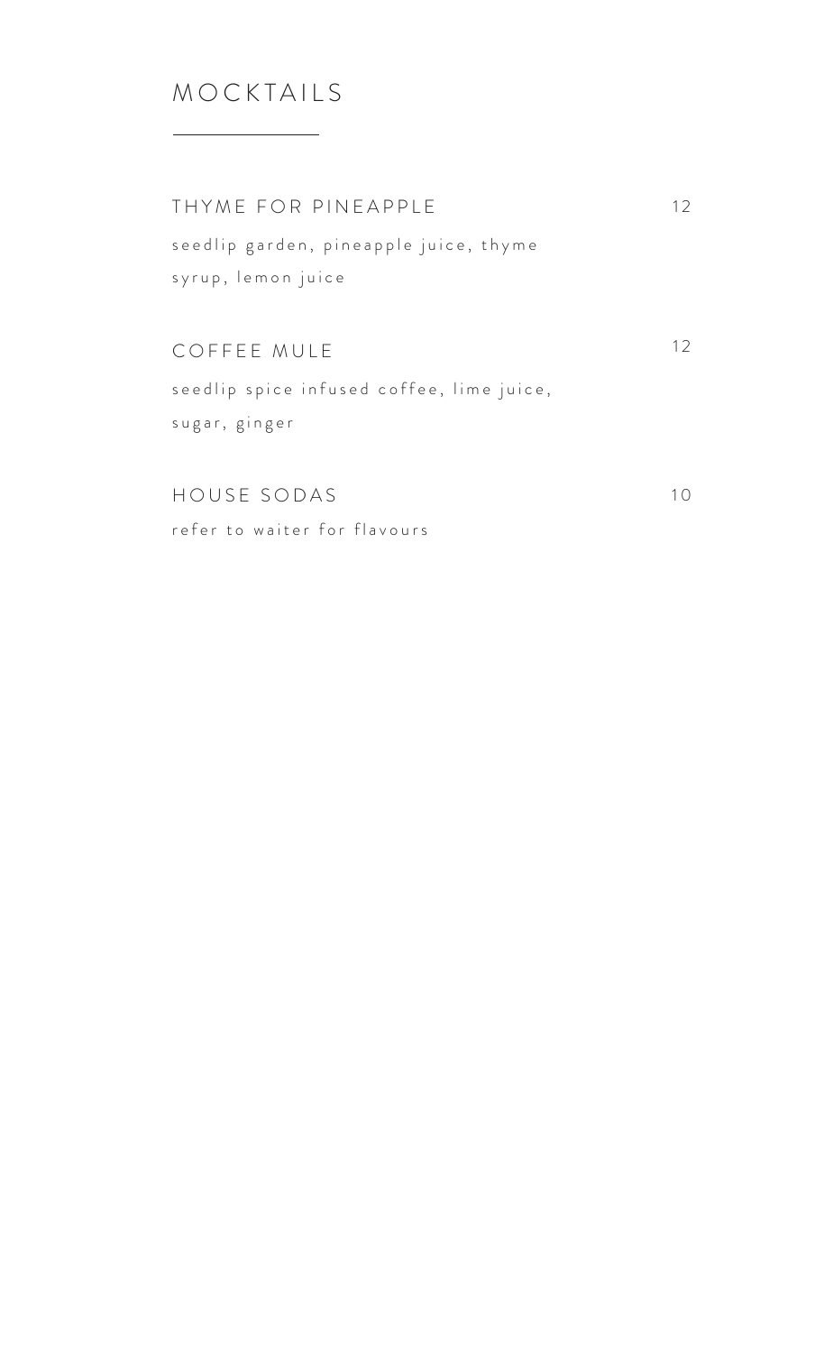# MOCKTAILS

**THYME FOR PINEAPPLE** 12

seedlip garden, pineapple juice, thyme syrup, lemon juice

**COFFEE MULE** 12

seedlip spice infused coffee, lime juice, sugar, ginger

**HOUSE SODAS** 10

refer to waiter for flavours